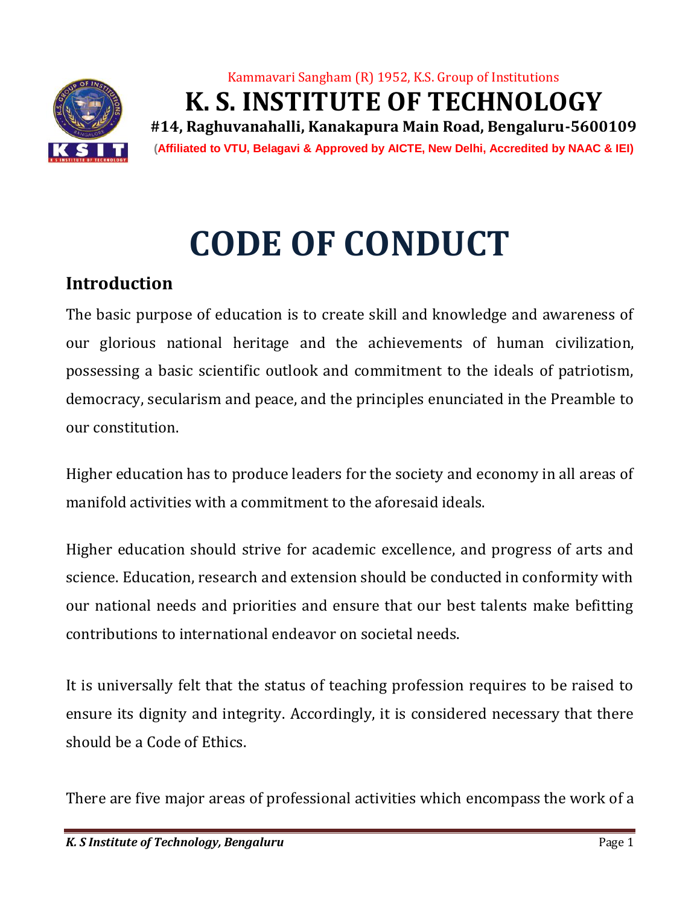Kammavari Sangham (R) 1952, K.S. Group of Institutions

# K. S. INSTITUTE OF TECHNOLOGY

**#14, Raghuvanahalli, Kanakapura Main Road, Bengaluru-5600109**

**(Affiliated to VTU, Belagavi & Approved by AICTE, New Delhi, Accredited by NAAC & IEI)**

# CODE OF CONDUCT

## Introduction

The basic purpose of education is to create skill and knowledge and awareness of our glorious national heritage and the achievements of human civilization, possessing a basic scientific outlook and commitment to the ideals of patriotism, democracy, secularism and peace, and the principles enunciated in the Preamble to our constitution.

Higher education has to produce leaders for the society and economy in all areas of manifold activities with a commitment to the aforesaid ideals.

Higher education should strive for academic excellence, and progress of arts and science. Education, research and extension should be conducted in conformity with our national needs and priorities and ensure that our best talents make befitting contributions to international endeavor on societal needs.

It is universally felt that the status of teaching profession requires to be raised to ensure its dignity and integrity. Accordingly, it is considered necessary that there should be a Code of Ethics.

There are five major areas of professional activities which encompass the work of a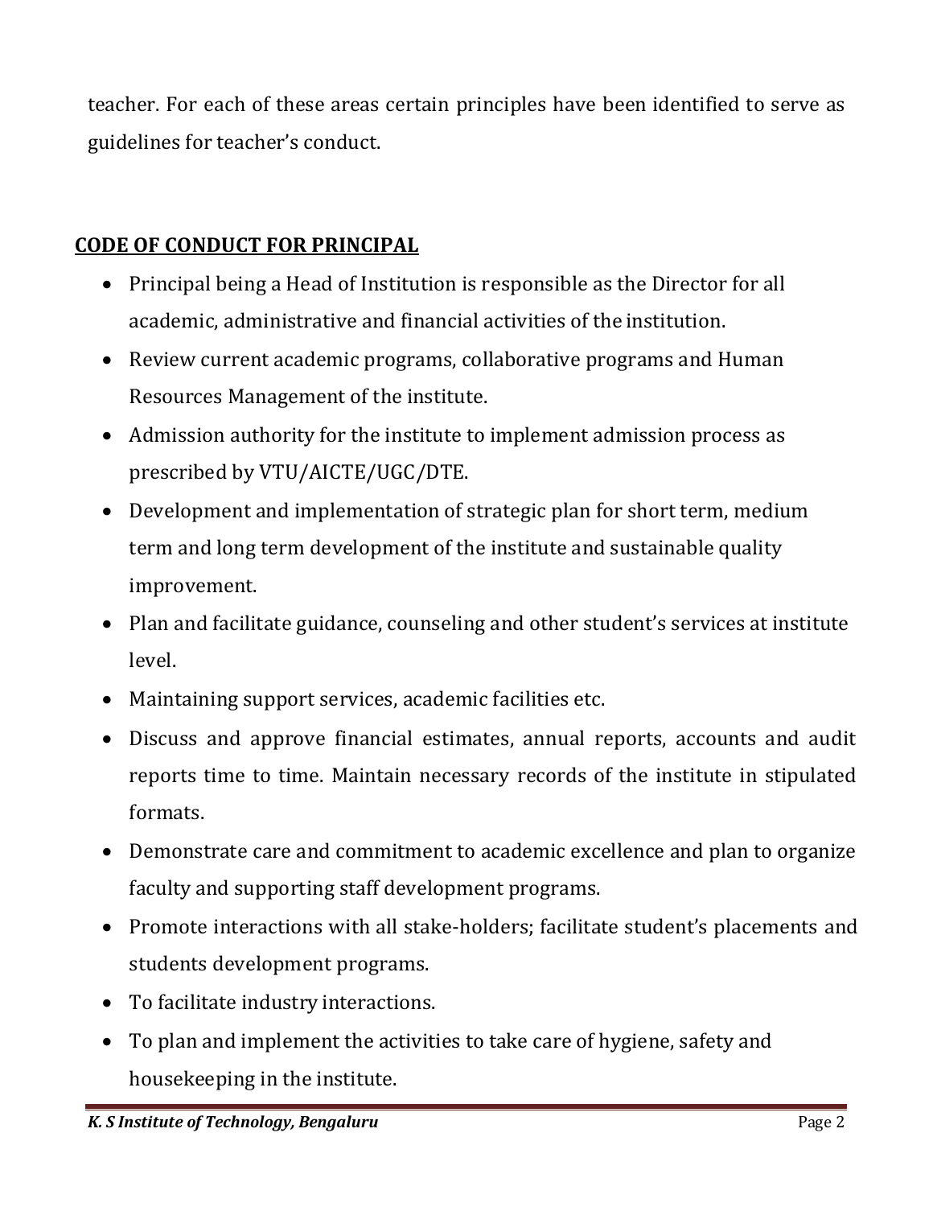teacher. For each of these areas certain principles have been identified to serve as guidelines for teacher's conduct.

## CODE OF CONDUCT FOR PRINCIPAL

- Principal being a Head of Institution is responsible as the Director for all academic, administrative and financial activities of the institution.
- Review current academic programs, collaborative programs and Human Resources Management of the institute.
- Admission authority for the institute to implement admission process as prescribed by VTU/AICTE/UGC/DTE.
- Development and implementation of strategic plan for short term, medium term and long term development of the institute and sustainable quality improvement.
- Plan and facilitate guidance, counseling and other student's services at institute level.
- Maintaining support services, academic facilities etc.
- Discuss and approve financial estimates, annual reports, accounts and audit reports time to time. Maintain necessary records of the institute in stipulated formats.
- Demonstrate care and commitment to academic excellence and plan to organize faculty and supporting staff development programs.
- Promote interactions with all stake-holders; facilitate student's placements and students development programs.
- To facilitate industry interactions.
- To plan and implement the activities to take care of hygiene, safety and housekeeping in the institute.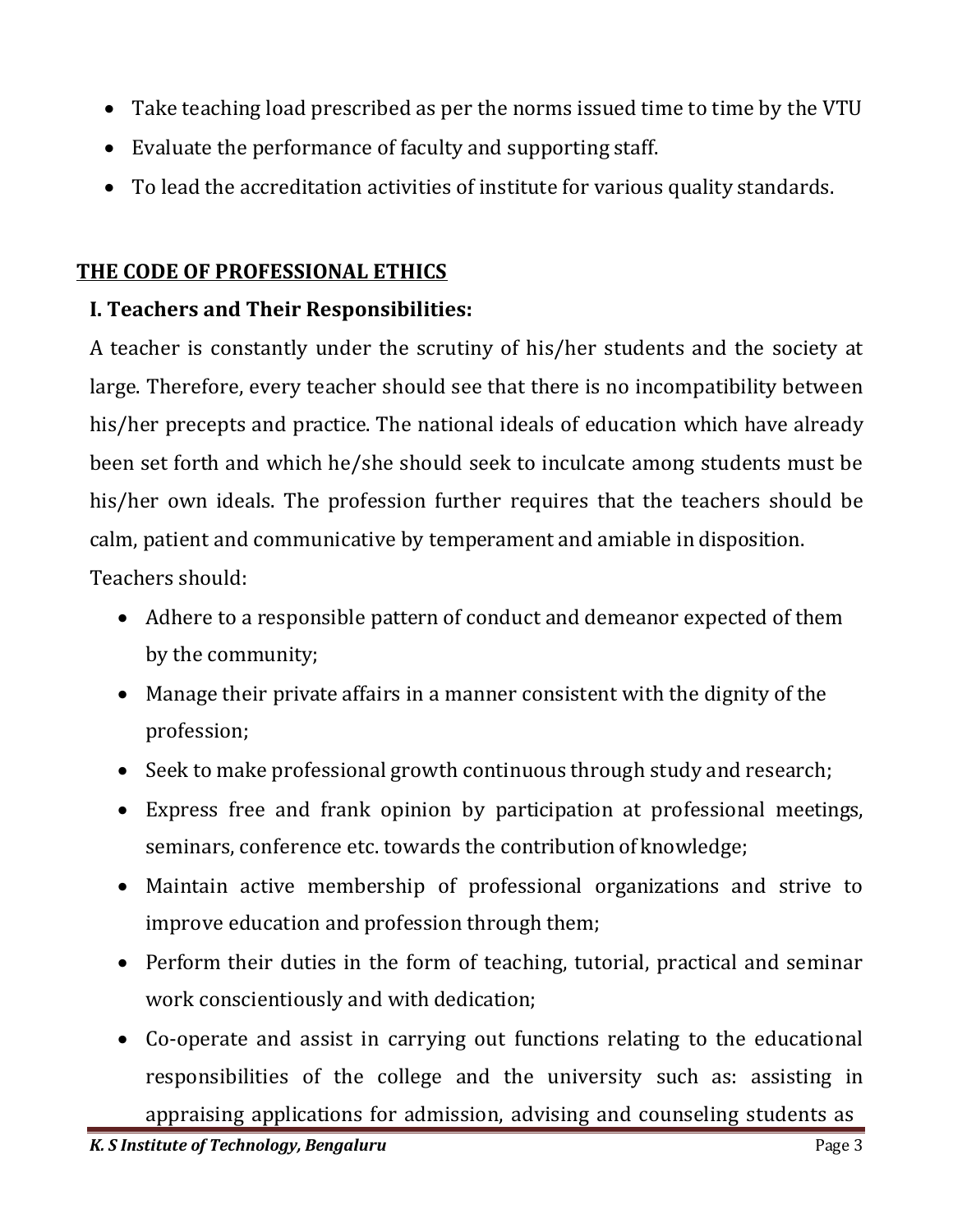- Take teaching load prescribed as per the norms issued time to time by the VTU
- Evaluate the performance of faculty and supporting staff.
- To lead the accreditation activities of institute for various quality standards.

## THE CODE OF PROFESSIONAL ETHICS

### I. Teachers and Their Responsibilities:

A teacher is constantly under the scrutiny of his/her students and the society at large. Therefore, every teacher should see that there is no incompatibility between his/her precepts and practice. The national ideals of education which have already been set forth and which he/she should seek to inculcate among students must be his/her own ideals. The profession further requires that the teachers should be calm, patient and communicative by temperament and amiable in disposition.

Teachers should:

- Adhere to a responsible pattern of conduct and demeanor expected of them by the community;
- Manage their private affairs in a manner consistent with the dignity of the profession;
- Seek to make professional growth continuous through study and research;
- Express free and frank opinion by participation at professional meetings, seminars, conference etc. towards the contribution of knowledge;
- Maintain active membership of professional organizations and strive to improve education and profession through them;
- Perform their duties in the form of teaching, tutorial, practical and seminar work conscientiously and with dedication;
- Co-operate and assist in carrying out functions relating to the educational responsibilities of the college and the university such as: assisting in appraising applications for admission, advising and counseling students as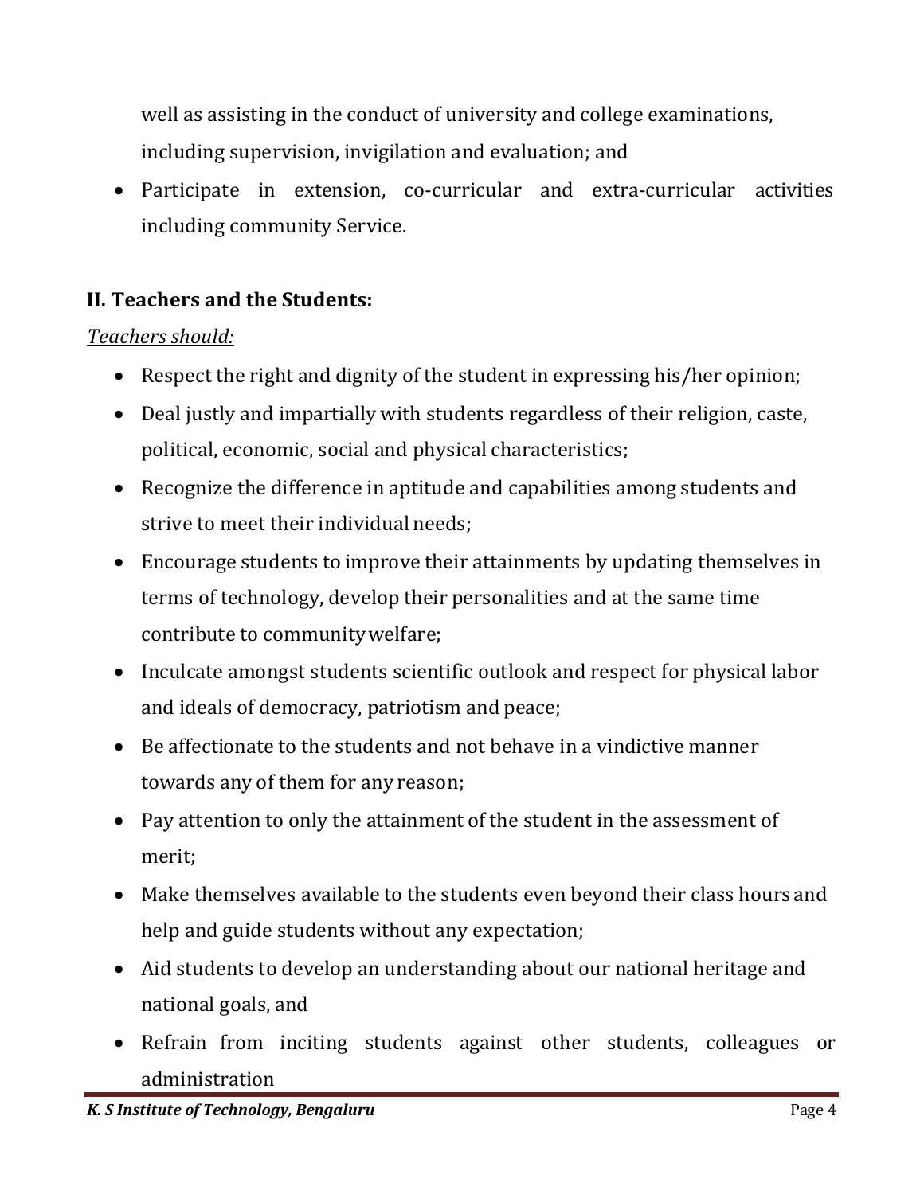well as assisting in the conduct of university and college examinations, including supervision, invigilation and evaluation; and

- Participate in extension, co-curricular and extra-curricular activities including community Service.

## II. Teachers and the Students:

*Teachers should:*

- Respect the right and dignity of the student in expressing his/her opinion;
- Deal justly and impartially with students regardless of their religion, caste, political, economic, social and physical characteristics;
- Recognize the difference in aptitude and capabilities among students and strive to meet their individual needs;
- Encourage students to improve their attainments by updating themselves in terms of technology, develop their personalities and at the same time contribute to community welfare;
- Inculcate amongst students scientific outlook and respect for physical labor and ideals of democracy, patriotism and peace;
- Be affectionate to the students and not behave in a vindictive manner towards any of them for any reason;
- Pay attention to only the attainment of the student in the assessment of merit;
- Make themselves available to the students even beyond their class hours and help and guide students without any expectation;
- Aid students to develop an understanding about our national heritage and national goals, and
- Refrain from inciting students against other students, colleagues or administration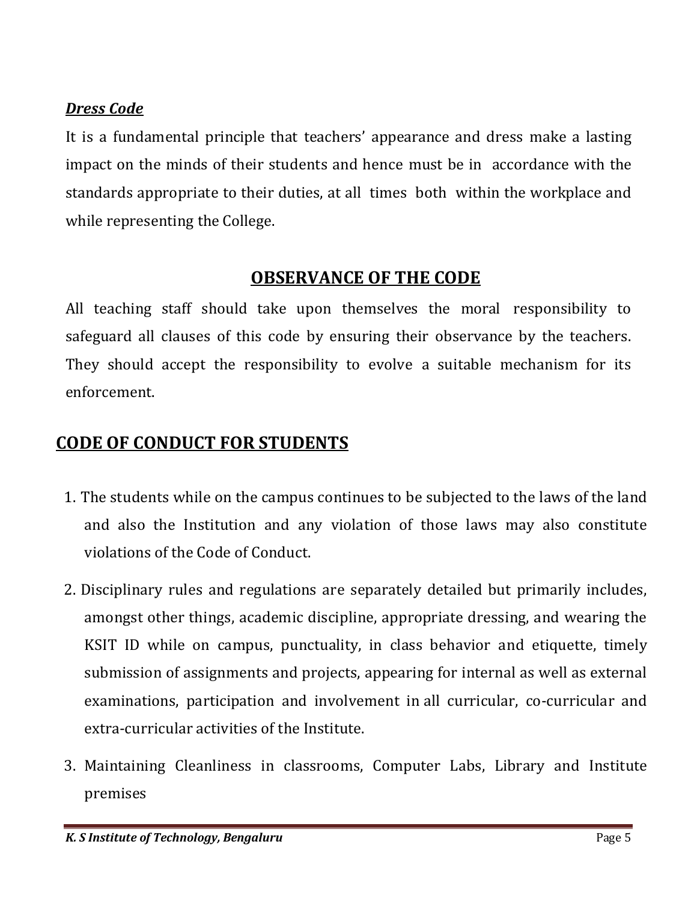***Dress Code***

It is a fundamental principle that teachers' appearance and dress make a lasting impact on the minds of their students and hence must be in accordance with the standards appropriate to their duties, at all times both within the workplace and while representing the College.

## OBSERVANCE OF THE CODE

All teaching staff should take upon themselves the moral responsibility to safeguard all clauses of this code by ensuring their observance by the teachers. They should accept the responsibility to evolve a suitable mechanism for its enforcement.

## CODE OF CONDUCT FOR STUDENTS

1. The students while on the campus continues to be subjected to the laws of the land and also the Institution and any violation of those laws may also constitute violations of the Code of Conduct.
2. Disciplinary rules and regulations are separately detailed but primarily includes, amongst other things, academic discipline, appropriate dressing, and wearing the KSIT ID while on campus, punctuality, in class behavior and etiquette, timely submission of assignments and projects, appearing for internal as well as external examinations, participation and involvement in all curricular, co-curricular and extra-curricular activities of the Institute.
3. Maintaining Cleanliness in classrooms, Computer Labs, Library and Institute premises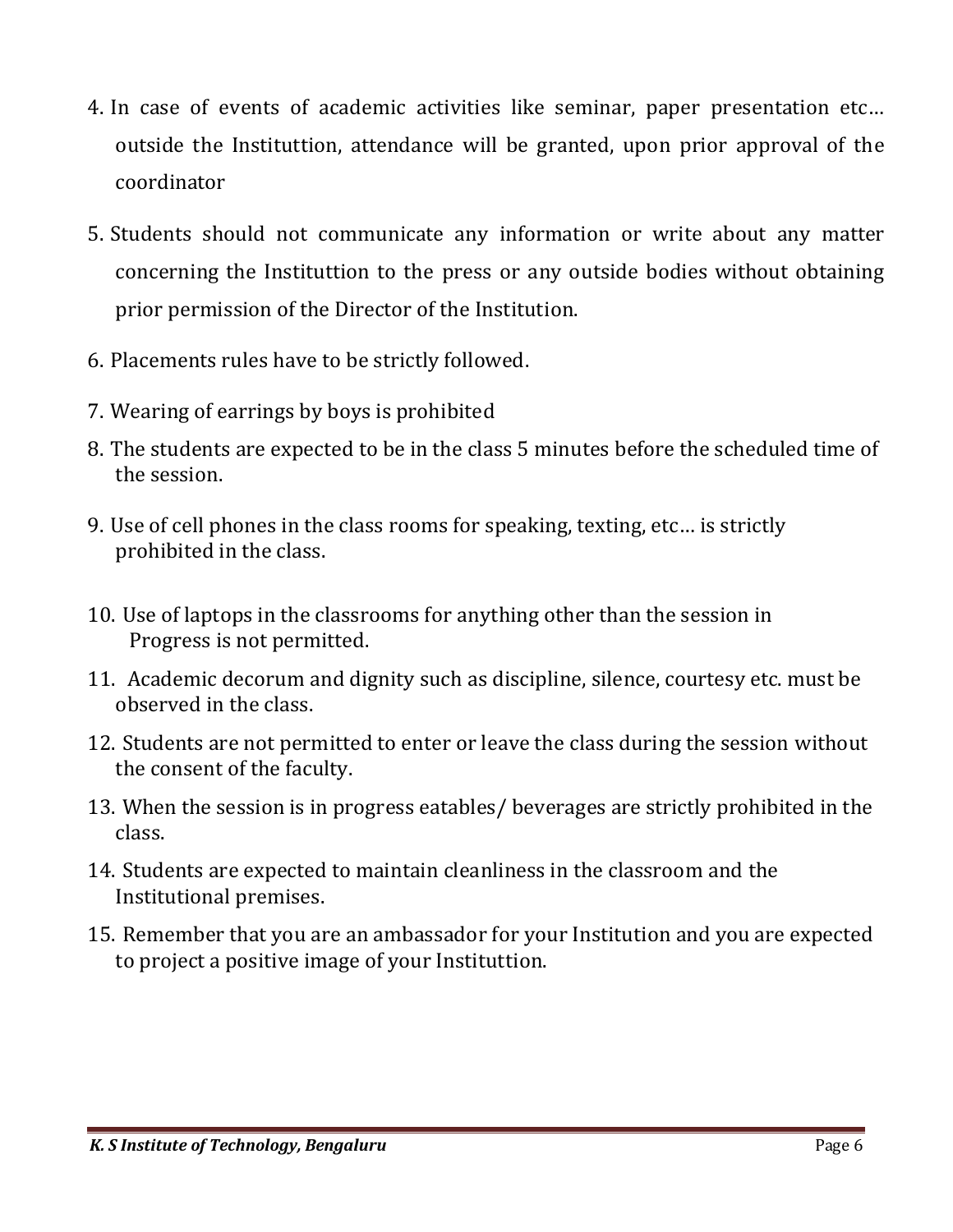4. In case of events of academic activities like seminar, paper presentation etc… outside the Instituttion, attendance will be granted, upon prior approval of the coordinator

5. Students should not communicate any information or write about any matter concerning the Instituttion to the press or any outside bodies without obtaining prior permission of the Director of the Institution.

6. Placements rules have to be strictly followed.

7. Wearing of earrings by boys is prohibited

8. The students are expected to be in the class 5 minutes before the scheduled time of the session.

9. Use of cell phones in the class rooms for speaking, texting, etc… is strictly prohibited in the class.

10. Use of laptops in the classrooms for anything other than the session in Progress is not permitted.

11. Academic decorum and dignity such as discipline, silence, courtesy etc. must be observed in the class.

12. Students are not permitted to enter or leave the class during the session without the consent of the faculty.

13. When the session is in progress eatables/ beverages are strictly prohibited in the class.

14. Students are expected to maintain cleanliness in the classroom and the Institutional premises.

15. Remember that you are an ambassador for your Institution and you are expected to project a positive image of your Instituttion.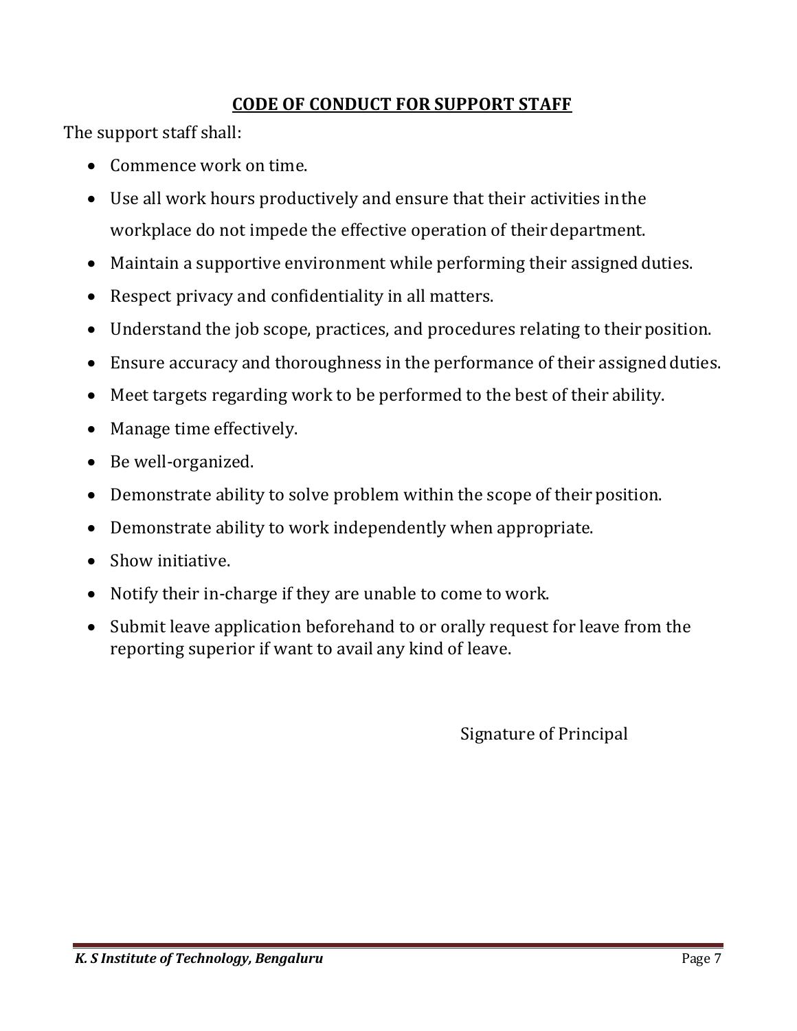## CODE OF CONDUCT FOR SUPPORT STAFF

The support staff shall:

- Commence work on time.
- Use all work hours productively and ensure that their activities in the workplace do not impede the effective operation of their department.
- Maintain a supportive environment while performing their assigned duties.
- Respect privacy and confidentiality in all matters.
- Understand the job scope, practices, and procedures relating to their position.
- Ensure accuracy and thoroughness in the performance of their assigned duties.
- Meet targets regarding work to be performed to the best of their ability.
- Manage time effectively.
- Be well-organized.
- Demonstrate ability to solve problem within the scope of their position.
- Demonstrate ability to work independently when appropriate.
- Show initiative.
- Notify their in-charge if they are unable to come to work.
- Submit leave application beforehand to or orally request for leave from the reporting superior if want to avail any kind of leave.

Signature of Principal